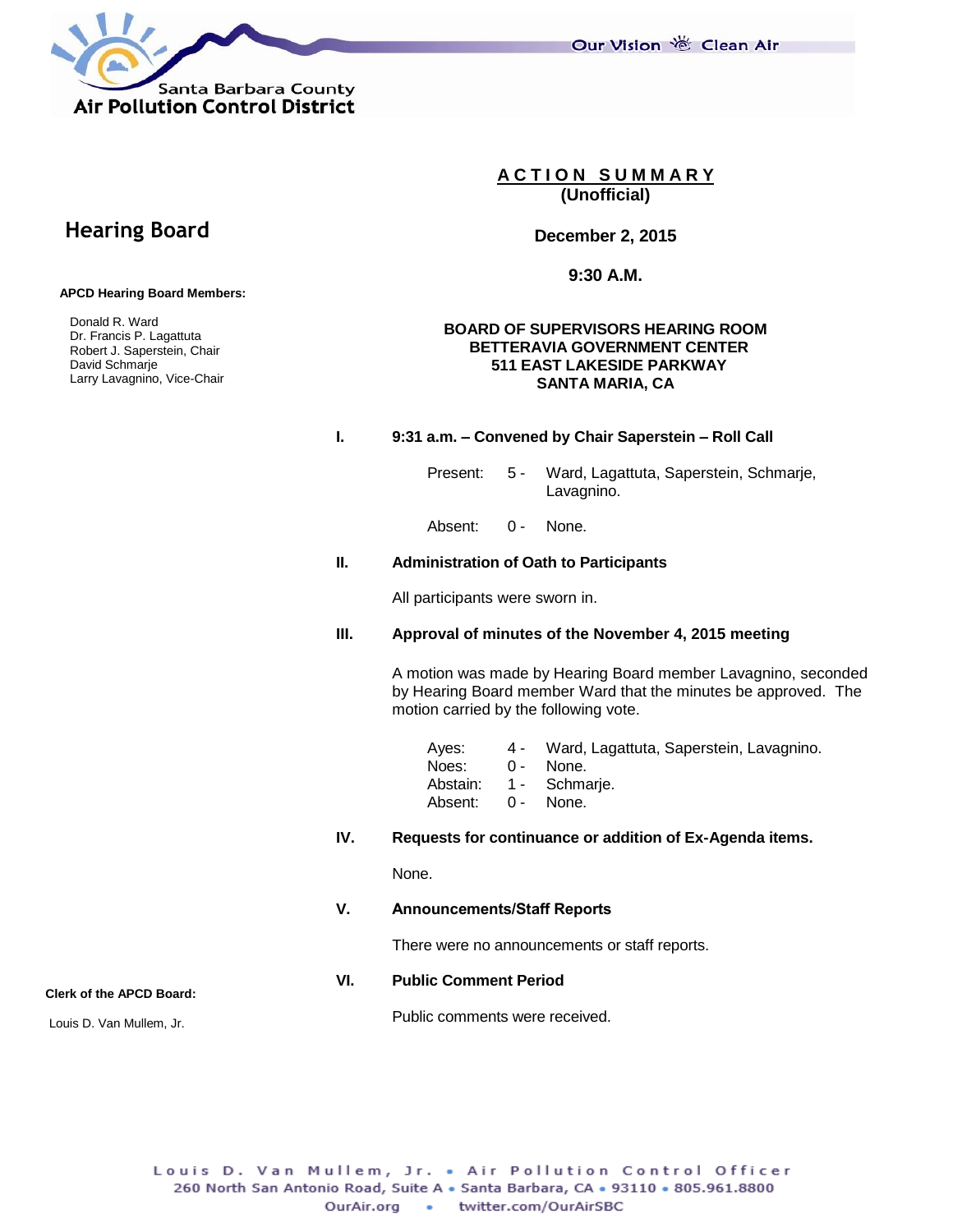Santa Barbara County
**Air Pollution Control District**

Our Vision Clean Air

# Hearing Board

**APCD Hearing Board Members:**

Donald R. Ward
Dr. Francis P. Lagattuta
Robert J. Saperstein, Chair
David Schmarje
Larry Lavagnino, Vice-Chair

**Clerk of the APCD Board:**

Louis D. Van Mullem, Jr.

## ACTION SUMMARY
**(Unofficial)**

**December 2, 2015**

**9:30 A.M.**

**BOARD OF SUPERVISORS HEARING ROOM**
**BETTERAVIA GOVERNMENT CENTER**
**511 EAST LAKESIDE PARKWAY**
**SANTA MARIA, CA**

**I. 9:31 a.m. – Convened by Chair Saperstein – Roll Call**

Present: 5 - Ward, Lagattuta, Saperstein, Schmarje, Lavagnino.

Absent: 0 - None.

**II. Administration of Oath to Participants**

All participants were sworn in.

**III. Approval of minutes of the November 4, 2015 meeting**

A motion was made by Hearing Board member Lavagnino, seconded by Hearing Board member Ward that the minutes be approved. The motion carried by the following vote.

Ayes: 4 - Ward, Lagattuta, Saperstein, Lavagnino.
Noes: 0 - None.
Abstain: 1 - Schmarje.
Absent: 0 - None.

**IV. Requests for continuance or addition of Ex-Agenda items.**

None.

**V. Announcements/Staff Reports**

There were no announcements or staff reports.

**VI. Public Comment Period**

Public comments were received.

Louis D. Van Mullem, Jr. • Air Pollution Control Officer
260 North San Antonio Road, Suite A • Santa Barbara, CA • 93110 • 805.961.8800
OurAir.org • twitter.com/OurAirSBC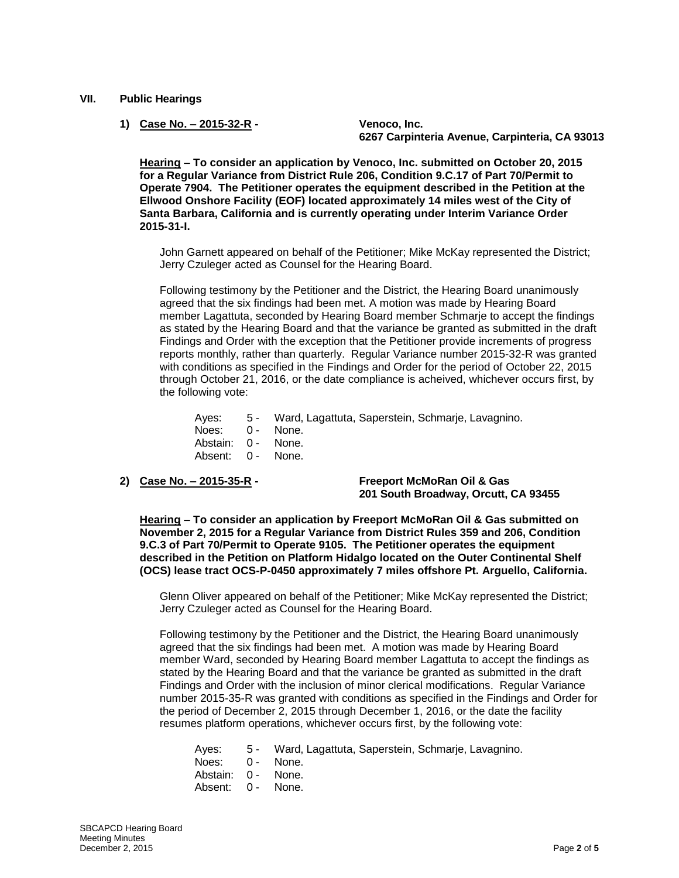## VII. Public Hearings

**1) <u>Case No. – 2015-32-R</u> -** **Venoco, Inc.**
**6267 Carpinteria Avenue, Carpinteria, CA 93013**

**<u>Hearing</u> – To consider an application by Venoco, Inc. submitted on October 20, 2015 for a Regular Variance from District Rule 206, Condition 9.C.17 of Part 70/Permit to Operate 7904. The Petitioner operates the equipment described in the Petition at the Ellwood Onshore Facility (EOF) located approximately 14 miles west of the City of Santa Barbara, California and is currently operating under Interim Variance Order 2015-31-I.**

John Garnett appeared on behalf of the Petitioner; Mike McKay represented the District; Jerry Czuleger acted as Counsel for the Hearing Board.

Following testimony by the Petitioner and the District, the Hearing Board unanimously agreed that the six findings had been met. A motion was made by Hearing Board member Lagattuta, seconded by Hearing Board member Schmarje to accept the findings as stated by the Hearing Board and that the variance be granted as submitted in the draft Findings and Order with the exception that the Petitioner provide increments of progress reports monthly, rather than quarterly. Regular Variance number 2015-32-R was granted with conditions as specified in the Findings and Order for the period of October 22, 2015 through October 21, 2016, or the date compliance is acheived, whichever occurs first, by the following vote:

| | | |
|---|---|---|
| Ayes: | 5 - | Ward, Lagattuta, Saperstein, Schmarje, Lavagnino. |
| Noes: | 0 - | None. |
| Abstain: | 0 - | None. |
| Absent: | 0 - | None. |

**2) <u>Case No. – 2015-35-R</u> -** **Freeport McMoRan Oil & Gas**
**201 South Broadway, Orcutt, CA 93455**

**<u>Hearing</u> – To consider an application by Freeport McMoRan Oil & Gas submitted on November 2, 2015 for a Regular Variance from District Rules 359 and 206, Condition 9.C.3 of Part 70/Permit to Operate 9105. The Petitioner operates the equipment described in the Petition on Platform Hidalgo located on the Outer Continental Shelf (OCS) lease tract OCS-P-0450 approximately 7 miles offshore Pt. Arguello, California.**

Glenn Oliver appeared on behalf of the Petitioner; Mike McKay represented the District; Jerry Czuleger acted as Counsel for the Hearing Board.

Following testimony by the Petitioner and the District, the Hearing Board unanimously agreed that the six findings had been met. A motion was made by Hearing Board member Ward, seconded by Hearing Board member Lagattuta to accept the findings as stated by the Hearing Board and that the variance be granted as submitted in the draft Findings and Order with the inclusion of minor clerical modifications. Regular Variance number 2015-35-R was granted with conditions as specified in the Findings and Order for the period of December 2, 2015 through December 1, 2016, or the date the facility resumes platform operations, whichever occurs first, by the following vote:

| | | |
|---|---|---|
| Ayes: | 5 - | Ward, Lagattuta, Saperstein, Schmarje, Lavagnino. |
| Noes: | 0 - | None. |
| Abstain: | 0 - | None. |
| Absent: | 0 - | None. |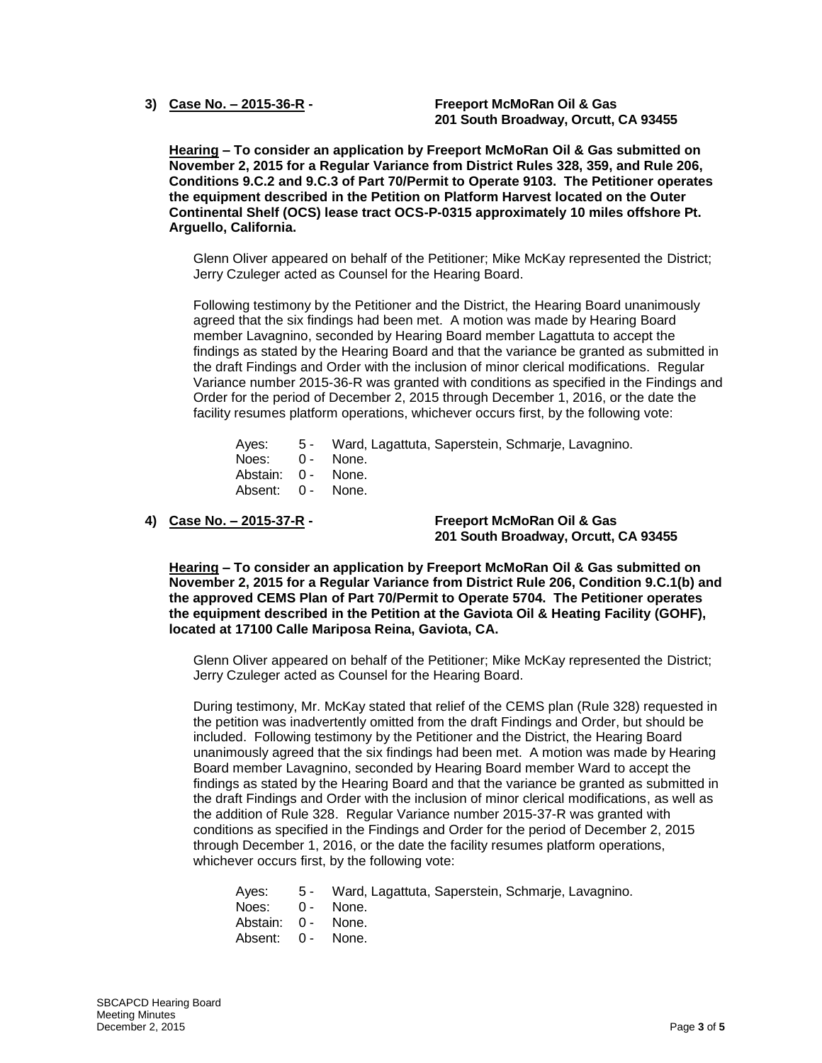3) **Case No. – 2015-36-R -** **Freeport McMoRan Oil & Gas**
**201 South Broadway, Orcutt, CA 93455**

**Hearing – To consider an application by Freeport McMoRan Oil & Gas submitted on November 2, 2015 for a Regular Variance from District Rules 328, 359, and Rule 206, Conditions 9.C.2 and 9.C.3 of Part 70/Permit to Operate 9103. The Petitioner operates the equipment described in the Petition on Platform Harvest located on the Outer Continental Shelf (OCS) lease tract OCS-P-0315 approximately 10 miles offshore Pt. Arguello, California.**

Glenn Oliver appeared on behalf of the Petitioner; Mike McKay represented the District; Jerry Czuleger acted as Counsel for the Hearing Board.

Following testimony by the Petitioner and the District, the Hearing Board unanimously agreed that the six findings had been met. A motion was made by Hearing Board member Lavagnino, seconded by Hearing Board member Lagattuta to accept the findings as stated by the Hearing Board and that the variance be granted as submitted in the draft Findings and Order with the inclusion of minor clerical modifications. Regular Variance number 2015-36-R was granted with conditions as specified in the Findings and Order for the period of December 2, 2015 through December 1, 2016, or the date the facility resumes platform operations, whichever occurs first, by the following vote:

Ayes: 5 - Ward, Lagattuta, Saperstein, Schmarje, Lavagnino.
Noes: 0 - None.
Abstain: 0 - None.
Absent: 0 - None.

4) **Case No. – 2015-37-R -** **Freeport McMoRan Oil & Gas**
**201 South Broadway, Orcutt, CA 93455**

**Hearing – To consider an application by Freeport McMoRan Oil & Gas submitted on November 2, 2015 for a Regular Variance from District Rule 206, Condition 9.C.1(b) and the approved CEMS Plan of Part 70/Permit to Operate 5704. The Petitioner operates the equipment described in the Petition at the Gaviota Oil & Heating Facility (GOHF), located at 17100 Calle Mariposa Reina, Gaviota, CA.**

Glenn Oliver appeared on behalf of the Petitioner; Mike McKay represented the District; Jerry Czuleger acted as Counsel for the Hearing Board.

During testimony, Mr. McKay stated that relief of the CEMS plan (Rule 328) requested in the petition was inadvertently omitted from the draft Findings and Order, but should be included. Following testimony by the Petitioner and the District, the Hearing Board unanimously agreed that the six findings had been met. A motion was made by Hearing Board member Lavagnino, seconded by Hearing Board member Ward to accept the findings as stated by the Hearing Board and that the variance be granted as submitted in the draft Findings and Order with the inclusion of minor clerical modifications, as well as the addition of Rule 328. Regular Variance number 2015-37-R was granted with conditions as specified in the Findings and Order for the period of December 2, 2015 through December 1, 2016, or the date the facility resumes platform operations, whichever occurs first, by the following vote:

Ayes: 5 - Ward, Lagattuta, Saperstein, Schmarje, Lavagnino.
Noes: 0 - None.
Abstain: 0 - None.
Absent: 0 - None.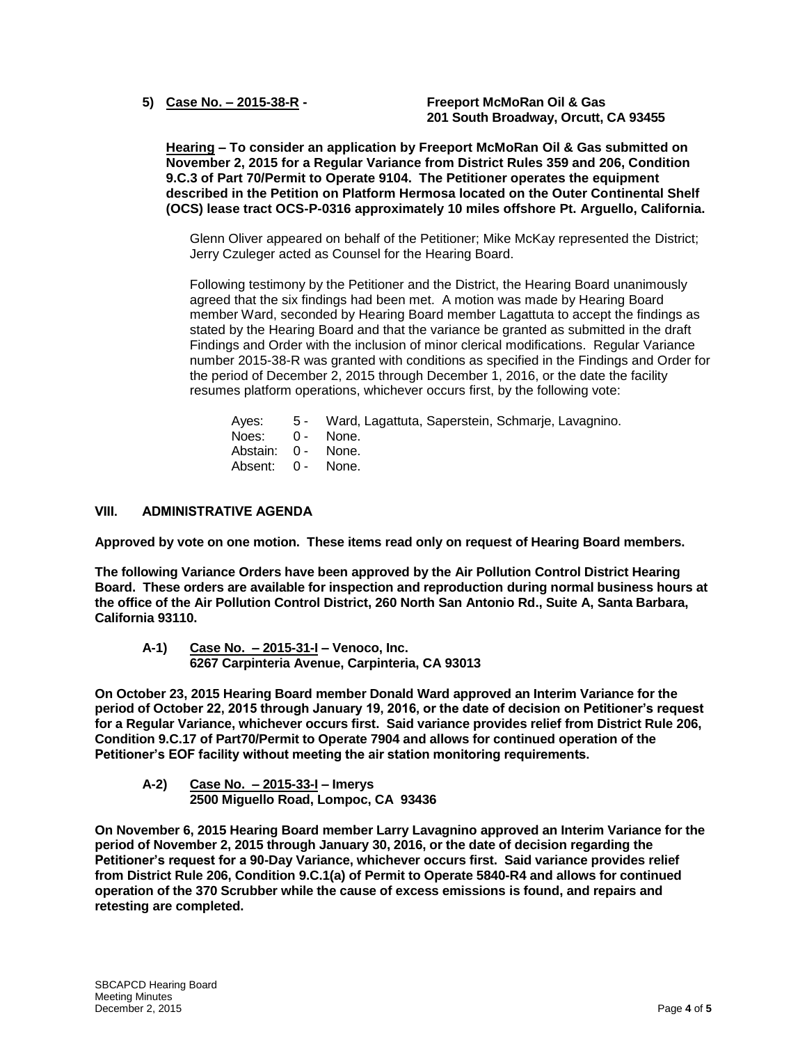**5) <u>Case No. – 2015-38-R</u> -** **Freeport McMoRan Oil & Gas**
**201 South Broadway, Orcutt, CA 93455**

**<u>Hearing</u> – To consider an application by Freeport McMoRan Oil & Gas submitted on November 2, 2015 for a Regular Variance from District Rules 359 and 206, Condition 9.C.3 of Part 70/Permit to Operate 9104. The Petitioner operates the equipment described in the Petition on Platform Hermosa located on the Outer Continental Shelf (OCS) lease tract OCS-P-0316 approximately 10 miles offshore Pt. Arguello, California.**

Glenn Oliver appeared on behalf of the Petitioner; Mike McKay represented the District; Jerry Czuleger acted as Counsel for the Hearing Board.

Following testimony by the Petitioner and the District, the Hearing Board unanimously agreed that the six findings had been met. A motion was made by Hearing Board member Ward, seconded by Hearing Board member Lagattuta to accept the findings as stated by the Hearing Board and that the variance be granted as submitted in the draft Findings and Order with the inclusion of minor clerical modifications. Regular Variance number 2015-38-R was granted with conditions as specified in the Findings and Order for the period of December 2, 2015 through December 1, 2016, or the date the facility resumes platform operations, whichever occurs first, by the following vote:

Ayes: 5 - Ward, Lagattuta, Saperstein, Schmarje, Lavagnino.
Noes: 0 - None.
Abstain: 0 - None.
Absent: 0 - None.

## VIII. ADMINISTRATIVE AGENDA

**Approved by vote on one motion. These items read only on request of Hearing Board members.**

**The following Variance Orders have been approved by the Air Pollution Control District Hearing Board. These orders are available for inspection and reproduction during normal business hours at the office of the Air Pollution Control District, 260 North San Antonio Rd., Suite A, Santa Barbara, California 93110.**

**A-1) <u>Case No. – 2015-31-I</u> – Venoco, Inc.**
**6267 Carpinteria Avenue, Carpinteria, CA 93013**

**On October 23, 2015 Hearing Board member Donald Ward approved an Interim Variance for the period of October 22, 2015 through January 19, 2016, or the date of decision on Petitioner's request for a Regular Variance, whichever occurs first. Said variance provides relief from District Rule 206, Condition 9.C.17 of Part70/Permit to Operate 7904 and allows for continued operation of the Petitioner's EOF facility without meeting the air station monitoring requirements.**

**A-2) <u>Case No. – 2015-33-I</u> – Imerys**
**2500 Miguello Road, Lompoc, CA 93436**

**On November 6, 2015 Hearing Board member Larry Lavagnino approved an Interim Variance for the period of November 2, 2015 through January 30, 2016, or the date of decision regarding the Petitioner's request for a 90-Day Variance, whichever occurs first. Said variance provides relief from District Rule 206, Condition 9.C.1(a) of Permit to Operate 5840-R4 and allows for continued operation of the 370 Scrubber while the cause of excess emissions is found, and repairs and retesting are completed.**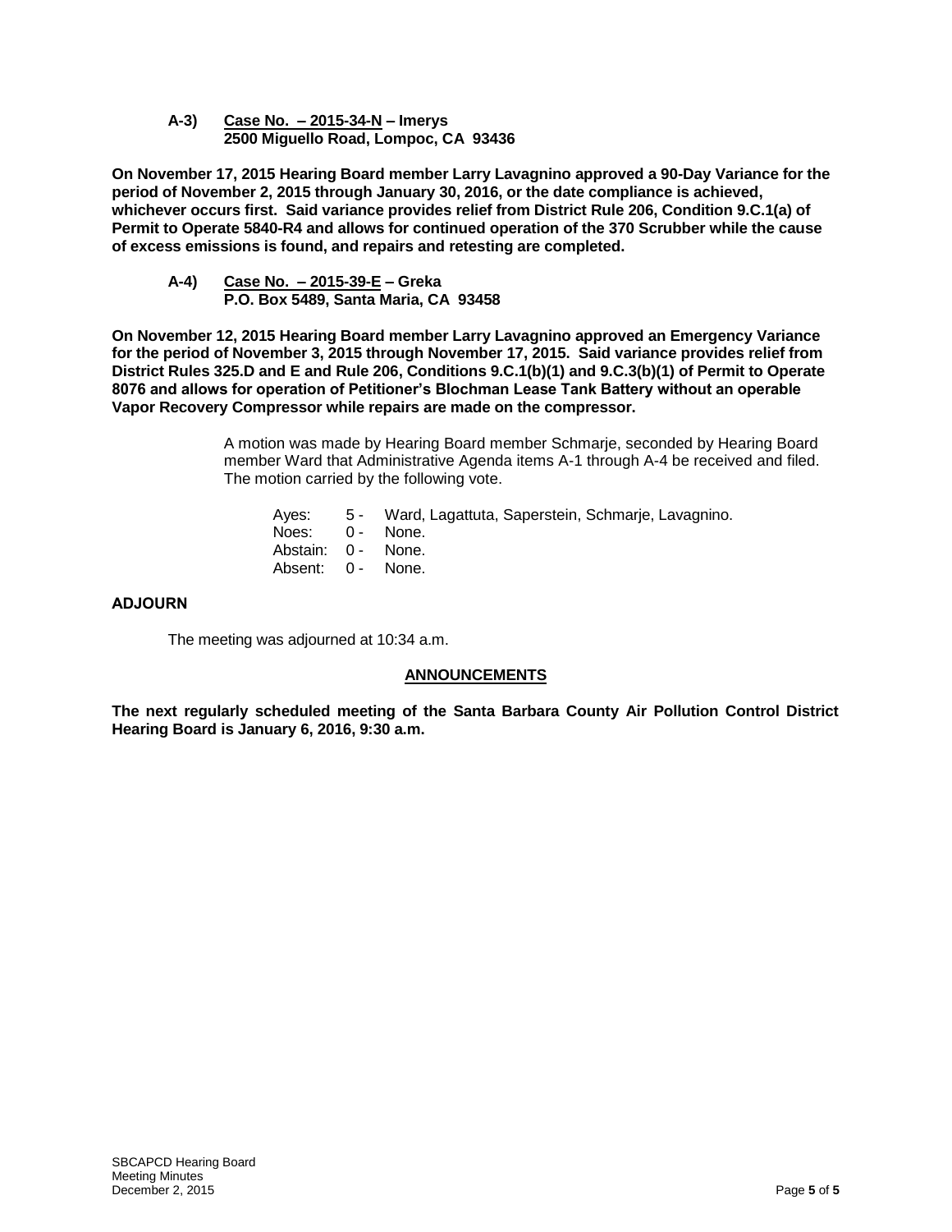**A-3) Case No. – 2015-34-N – Imerys**
**2500 Miguello Road, Lompoc, CA 93436**

**On November 17, 2015 Hearing Board member Larry Lavagnino approved a 90-Day Variance for the period of November 2, 2015 through January 30, 2016, or the date compliance is achieved, whichever occurs first. Said variance provides relief from District Rule 206, Condition 9.C.1(a) of Permit to Operate 5840-R4 and allows for continued operation of the 370 Scrubber while the cause of excess emissions is found, and repairs and retesting are completed.**

**A-4) Case No. – 2015-39-E – Greka**
**P.O. Box 5489, Santa Maria, CA 93458**

**On November 12, 2015 Hearing Board member Larry Lavagnino approved an Emergency Variance for the period of November 3, 2015 through November 17, 2015. Said variance provides relief from District Rules 325.D and E and Rule 206, Conditions 9.C.1(b)(1) and 9.C.3(b)(1) of Permit to Operate 8076 and allows for operation of Petitioner's Blochman Lease Tank Battery without an operable Vapor Recovery Compressor while repairs are made on the compressor.**

A motion was made by Hearing Board member Schmarje, seconded by Hearing Board member Ward that Administrative Agenda items A-1 through A-4 be received and filed. The motion carried by the following vote.

Ayes: 5 - Ward, Lagattuta, Saperstein, Schmarje, Lavagnino.
Noes: 0 - None.
Abstain: 0 - None.
Absent: 0 - None.

## ADJOURN

The meeting was adjourned at 10:34 a.m.

## ANNOUNCEMENTS

**The next regularly scheduled meeting of the Santa Barbara County Air Pollution Control District Hearing Board is January 6, 2016, 9:30 a.m.**